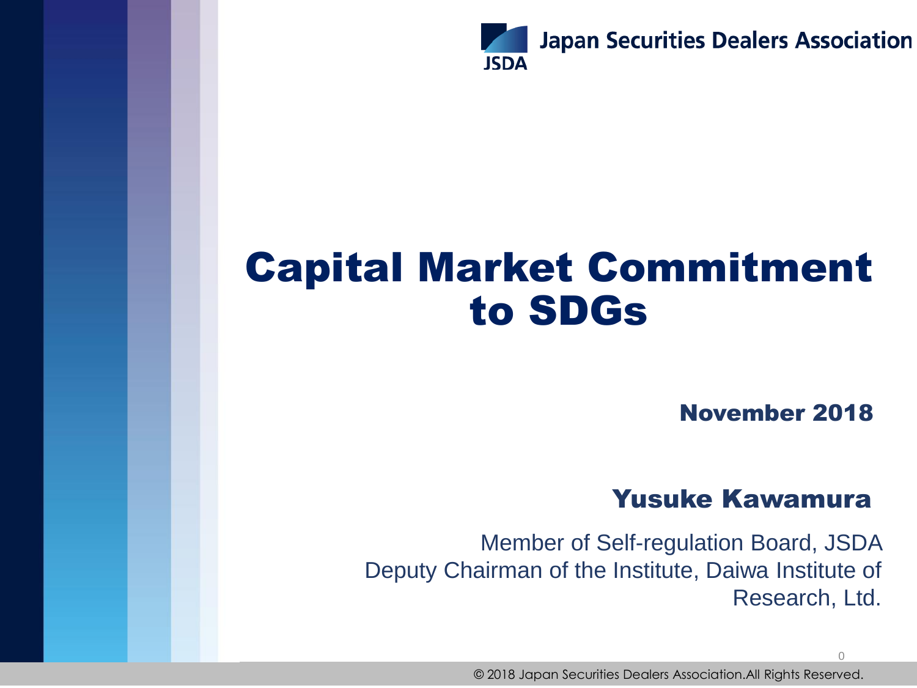Japan Securities Dealers Association

JSDA

# Capital Market Commitment to SDGs

**November 2018**

**Yusuke Kawamura**

Member of Self-regulation Board, JSDA
Deputy Chairman of the Institute, Daiwa Institute of Research, Ltd.

© 2018 Japan Securities Dealers Association.All Rights Reserved.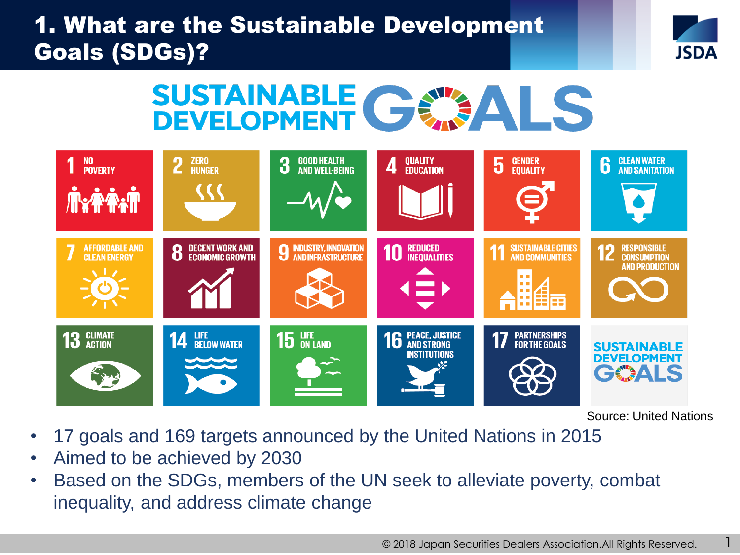# 1. What are the Sustainable Development Goals (SDGs)?

SUSTAINABLE DEVELOPMENT GOALS

| | | | | | |
|---|---|---|---|---|---|
| 1 NO POVERTY | 2 ZERO HUNGER | 3 GOOD HEALTH AND WELL-BEING | 4 QUALITY EDUCATION | 5 GENDER EQUALITY | 6 CLEAN WATER AND SANITATION |
| 7 AFFORDABLE AND CLEAN ENERGY | 8 DECENT WORK AND ECONOMIC GROWTH | 9 INDUSTRY, INNOVATION AND INFRASTRUCTURE | 10 REDUCED INEQUALITIES | 11 SUSTAINABLE CITIES AND COMMUNITIES | 12 RESPONSIBLE CONSUMPTION AND PRODUCTION |
| 13 CLIMATE ACTION | 14 LIFE BELOW WATER | 15 LIFE ON LAND | 16 PEACE, JUSTICE AND STRONG INSTITUTIONS | 17 PARTNERSHIPS FOR THE GOALS | SUSTAINABLE DEVELOPMENT GOALS |

Source: United Nations

- 17 goals and 169 targets announced by the United Nations in 2015
- Aimed to be achieved by 2030
- Based on the SDGs, members of the UN seek to alleviate poverty, combat inequality, and address climate change

© 2018 Japan Securities Dealers Association.All Rights Reserved.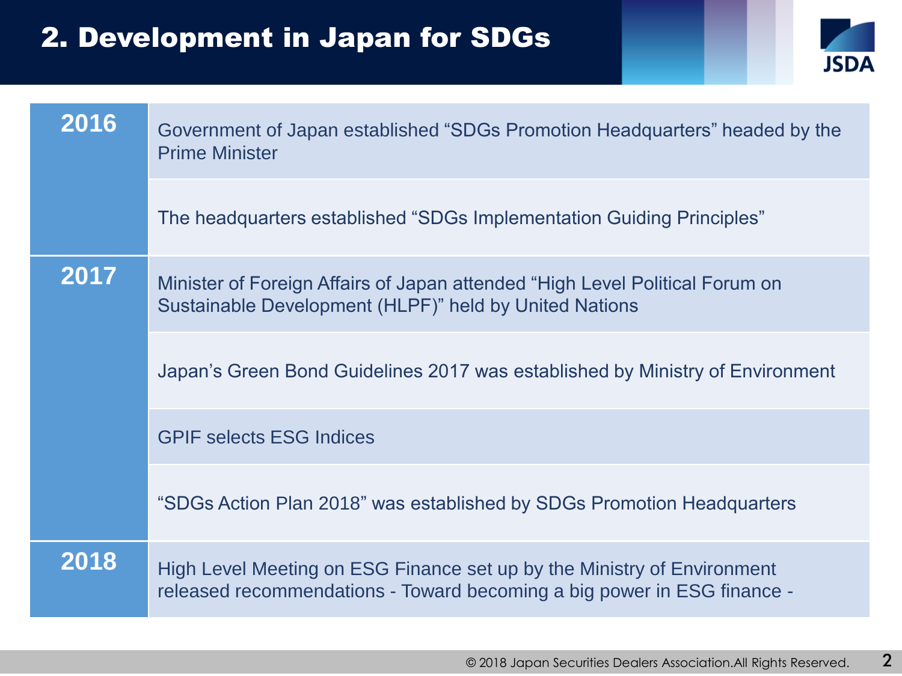## 2. Development in Japan for SDGs

| Year | Development |
|---|---|
| 2016 | Government of Japan established “SDGs Promotion Headquarters” headed by the Prime Minister |
| | The headquarters established “SDGs Implementation Guiding Principles” |
| 2017 | Minister of Foreign Affairs of Japan attended “High Level Political Forum on Sustainable Development (HLPF)” held by United Nations |
| | Japan’s Green Bond Guidelines 2017 was established by Ministry of Environment |
| | GPIF selects ESG Indices |
| | “SDGs Action Plan 2018” was established by SDGs Promotion Headquarters |
| 2018 | High Level Meeting on ESG Finance set up by the Ministry of Environment released recommendations - Toward becoming a big power in ESG finance - |

© 2018 Japan Securities Dealers Association.All Rights Reserved.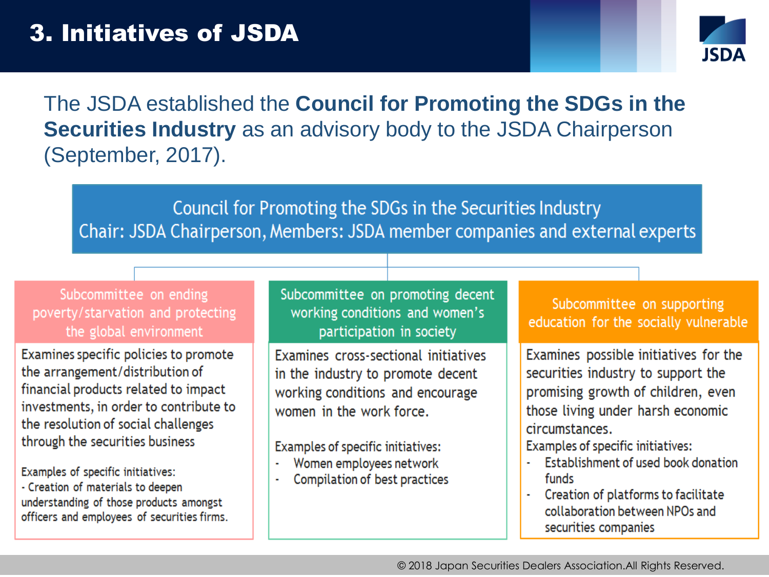# 3. Initiatives of JSDA

The JSDA established the **Council for Promoting the SDGs in the Securities Industry** as an advisory body to the JSDA Chairperson (September, 2017).

**Council for Promoting the SDGs in the Securities Industry**
Chair: JSDA Chairperson, Members: JSDA member companies and external experts

### Subcommittee on ending poverty/starvation and protecting the global environment

Examines specific policies to promote the arrangement/distribution of financial products related to impact investments, in order to contribute to the resolution of social challenges through the securities business

Examples of specific initiatives:
- Creation of materials to deepen understanding of those products amongst officers and employees of securities firms.

### Subcommittee on promoting decent working conditions and women's participation in society

Examines cross-sectional initiatives in the industry to promote decent working conditions and encourage women in the work force.

Examples of specific initiatives:
- Women employees network
- Compilation of best practices

### Subcommittee on supporting education for the socially vulnerable

Examines possible initiatives for the securities industry to support the promising growth of children, even those living under harsh economic circumstances.

Examples of specific initiatives:
- Establishment of used book donation funds
- Creation of platforms to facilitate collaboration between NPOs and securities companies

© 2018 Japan Securities Dealers Association.All Rights Reserved.